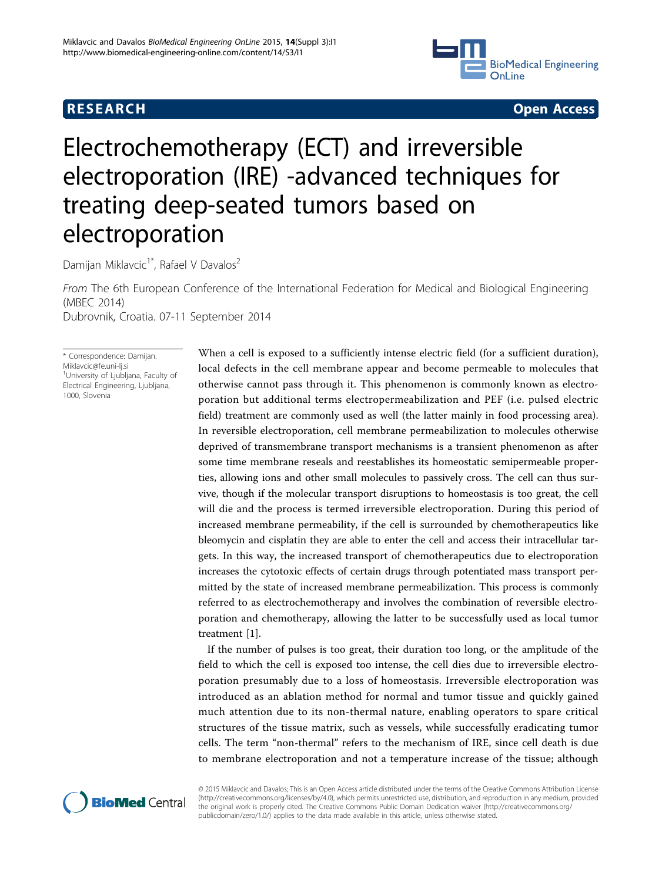**RESEARCH** **Open Access**

# Electrochemotherapy (ECT) and irreversible electroporation (IRE) -advanced techniques for treating deep-seated tumors based on electroporation

Damijan Miklavcic[1*], Rafael V Davalos[2]

*From* The 6th European Conference of the International Federation for Medical and Biological Engineering (MBEC 2014)
Dubrovnik, Croatia. 07-11 September 2014

\* Correspondence: Damijan.Miklavcic@fe.uni-lj.si
[1]University of Ljubljana, Faculty of Electrical Engineering, Ljubljana, 1000, Slovenia

When a cell is exposed to a sufficiently intense electric field (for a sufficient duration), local defects in the cell membrane appear and become permeable to molecules that otherwise cannot pass through it. This phenomenon is commonly known as electroporation but additional terms electropermeabilization and PEF (i.e. pulsed electric field) treatment are commonly used as well (the latter mainly in food processing area). In reversible electroporation, cell membrane permeabilization to molecules otherwise deprived of transmembrane transport mechanisms is a transient phenomenon as after some time membrane reseals and reestablishes its homeostatic semipermeable properties, allowing ions and other small molecules to passively cross. The cell can thus survive, though if the molecular transport disruptions to homeostasis is too great, the cell will die and the process is termed irreversible electroporation. During this period of increased membrane permeability, if the cell is surrounded by chemotherapeutics like bleomycin and cisplatin they are able to enter the cell and access their intracellular targets. In this way, the increased transport of chemotherapeutics due to electroporation increases the cytotoxic effects of certain drugs through potentiated mass transport permitted by the state of increased membrane permeabilization. This process is commonly referred to as electrochemotherapy and involves the combination of reversible electroporation and chemotherapy, allowing the latter to be successfully used as local tumor treatment [1].

If the number of pulses is too great, their duration too long, or the amplitude of the field to which the cell is exposed too intense, the cell dies due to irreversible electroporation presumably due to a loss of homeostasis. Irreversible electroporation was introduced as an ablation method for normal and tumor tissue and quickly gained much attention due to its non-thermal nature, enabling operators to spare critical structures of the tissue matrix, such as vessels, while successfully eradicating tumor cells. The term "non-thermal" refers to the mechanism of IRE, since cell death is due to membrane electroporation and not a temperature increase of the tissue; although

© 2015 Miklavcic and Davalos; This is an Open Access article distributed under the terms of the Creative Commons Attribution License (http://creativecommons.org/licenses/by/4.0), which permits unrestricted use, distribution, and reproduction in any medium, provided the original work is properly cited. The Creative Commons Public Domain Dedication waiver (http://creativecommons.org/publicdomain/zero/1.0/) applies to the data made available in this article, unless otherwise stated.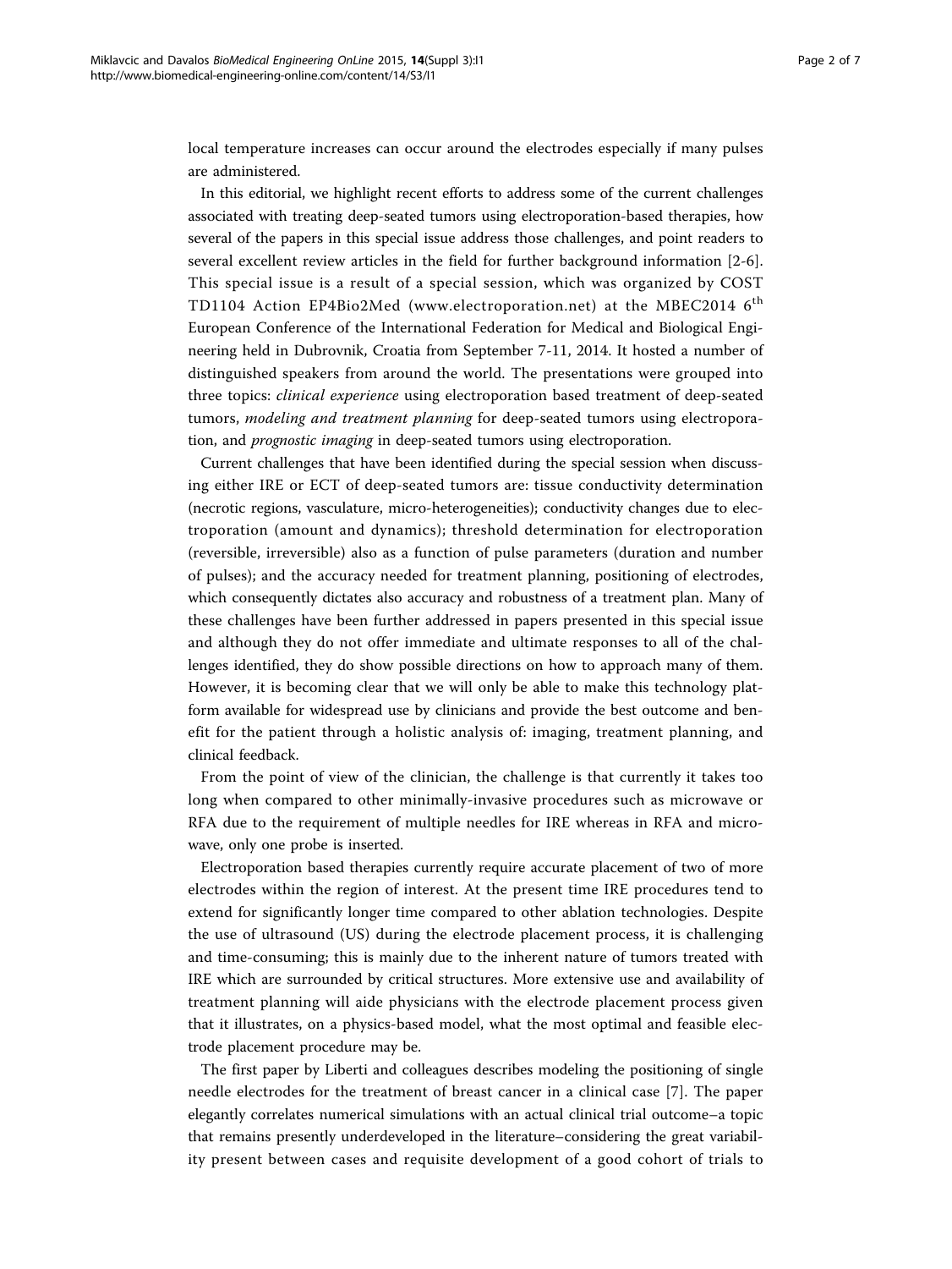local temperature increases can occur around the electrodes especially if many pulses are administered.

In this editorial, we highlight recent efforts to address some of the current challenges associated with treating deep-seated tumors using electroporation-based therapies, how several of the papers in this special issue address those challenges, and point readers to several excellent review articles in the field for further background information [2-6]. This special issue is a result of a special session, which was organized by COST TD1104 Action EP4Bio2Med (www.electroporation.net) at the MBEC2014 6[th] European Conference of the International Federation for Medical and Biological Engineering held in Dubrovnik, Croatia from September 7-11, 2014. It hosted a number of distinguished speakers from around the world. The presentations were grouped into three topics: *clinical experience* using electroporation based treatment of deep-seated tumors, *modeling and treatment planning* for deep-seated tumors using electroporation, and *prognostic imaging* in deep-seated tumors using electroporation.

Current challenges that have been identified during the special session when discussing either IRE or ECT of deep-seated tumors are: tissue conductivity determination (necrotic regions, vasculature, micro-heterogeneities); conductivity changes due to electroporation (amount and dynamics); threshold determination for electroporation (reversible, irreversible) also as a function of pulse parameters (duration and number of pulses); and the accuracy needed for treatment planning, positioning of electrodes, which consequently dictates also accuracy and robustness of a treatment plan. Many of these challenges have been further addressed in papers presented in this special issue and although they do not offer immediate and ultimate responses to all of the challenges identified, they do show possible directions on how to approach many of them. However, it is becoming clear that we will only be able to make this technology platform available for widespread use by clinicians and provide the best outcome and benefit for the patient through a holistic analysis of: imaging, treatment planning, and clinical feedback.

From the point of view of the clinician, the challenge is that currently it takes too long when compared to other minimally-invasive procedures such as microwave or RFA due to the requirement of multiple needles for IRE whereas in RFA and microwave, only one probe is inserted.

Electroporation based therapies currently require accurate placement of two of more electrodes within the region of interest. At the present time IRE procedures tend to extend for significantly longer time compared to other ablation technologies. Despite the use of ultrasound (US) during the electrode placement process, it is challenging and time-consuming; this is mainly due to the inherent nature of tumors treated with IRE which are surrounded by critical structures. More extensive use and availability of treatment planning will aide physicians with the electrode placement process given that it illustrates, on a physics-based model, what the most optimal and feasible electrode placement procedure may be.

The first paper by Liberti and colleagues describes modeling the positioning of single needle electrodes for the treatment of breast cancer in a clinical case [7]. The paper elegantly correlates numerical simulations with an actual clinical trial outcome–a topic that remains presently underdeveloped in the literature–considering the great variability present between cases and requisite development of a good cohort of trials to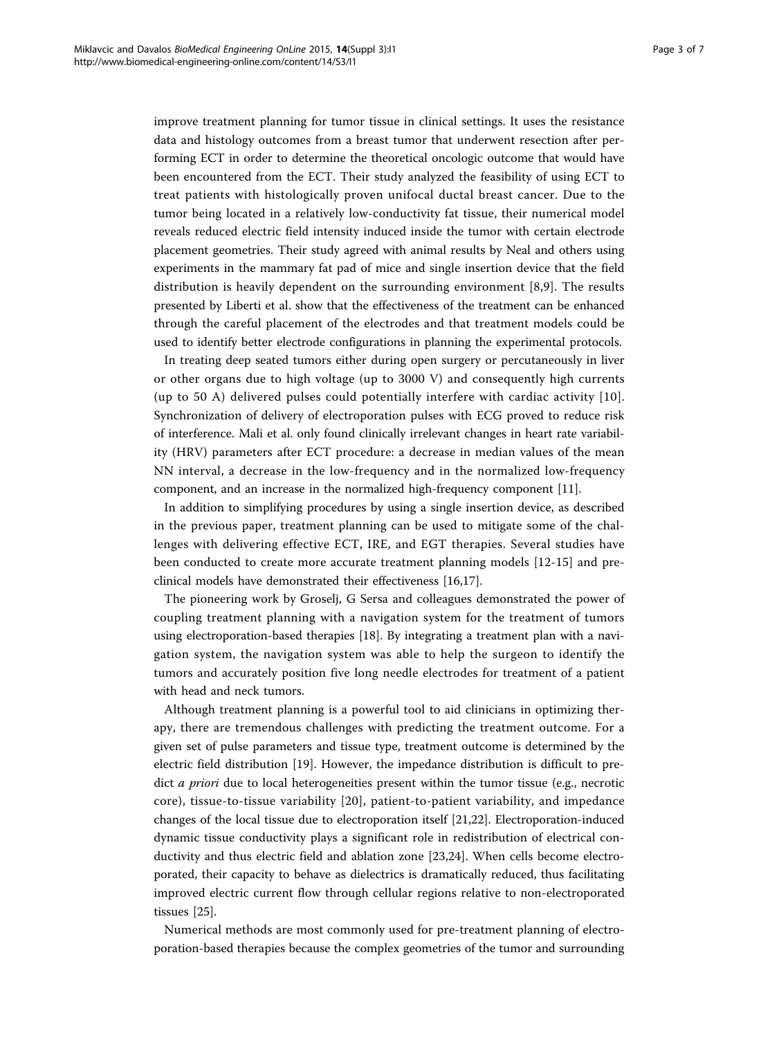improve treatment planning for tumor tissue in clinical settings. It uses the resistance data and histology outcomes from a breast tumor that underwent resection after performing ECT in order to determine the theoretical oncologic outcome that would have been encountered from the ECT. Their study analyzed the feasibility of using ECT to treat patients with histologically proven unifocal ductal breast cancer. Due to the tumor being located in a relatively low-conductivity fat tissue, their numerical model reveals reduced electric field intensity induced inside the tumor with certain electrode placement geometries. Their study agreed with animal results by Neal and others using experiments in the mammary fat pad of mice and single insertion device that the field distribution is heavily dependent on the surrounding environment [8,9]. The results presented by Liberti et al. show that the effectiveness of the treatment can be enhanced through the careful placement of the electrodes and that treatment models could be used to identify better electrode configurations in planning the experimental protocols.

In treating deep seated tumors either during open surgery or percutaneously in liver or other organs due to high voltage (up to 3000 V) and consequently high currents (up to 50 A) delivered pulses could potentially interfere with cardiac activity [10]. Synchronization of delivery of electroporation pulses with ECG proved to reduce risk of interference. Mali et al. only found clinically irrelevant changes in heart rate variability (HRV) parameters after ECT procedure: a decrease in median values of the mean NN interval, a decrease in the low-frequency and in the normalized low-frequency component, and an increase in the normalized high-frequency component [11].

In addition to simplifying procedures by using a single insertion device, as described in the previous paper, treatment planning can be used to mitigate some of the challenges with delivering effective ECT, IRE, and EGT therapies. Several studies have been conducted to create more accurate treatment planning models [12-15] and pre-clinical models have demonstrated their effectiveness [16,17].

The pioneering work by Groselj, G Sersa and colleagues demonstrated the power of coupling treatment planning with a navigation system for the treatment of tumors using electroporation-based therapies [18]. By integrating a treatment plan with a navigation system, the navigation system was able to help the surgeon to identify the tumors and accurately position five long needle electrodes for treatment of a patient with head and neck tumors.

Although treatment planning is a powerful tool to aid clinicians in optimizing therapy, there are tremendous challenges with predicting the treatment outcome. For a given set of pulse parameters and tissue type, treatment outcome is determined by the electric field distribution [19]. However, the impedance distribution is difficult to predict *a priori* due to local heterogeneities present within the tumor tissue (e.g., necrotic core), tissue-to-tissue variability [20], patient-to-patient variability, and impedance changes of the local tissue due to electroporation itself [21,22]. Electroporation-induced dynamic tissue conductivity plays a significant role in redistribution of electrical conductivity and thus electric field and ablation zone [23,24]. When cells become electroporated, their capacity to behave as dielectrics is dramatically reduced, thus facilitating improved electric current flow through cellular regions relative to non-electroporated tissues [25].

Numerical methods are most commonly used for pre-treatment planning of electroporation-based therapies because the complex geometries of the tumor and surrounding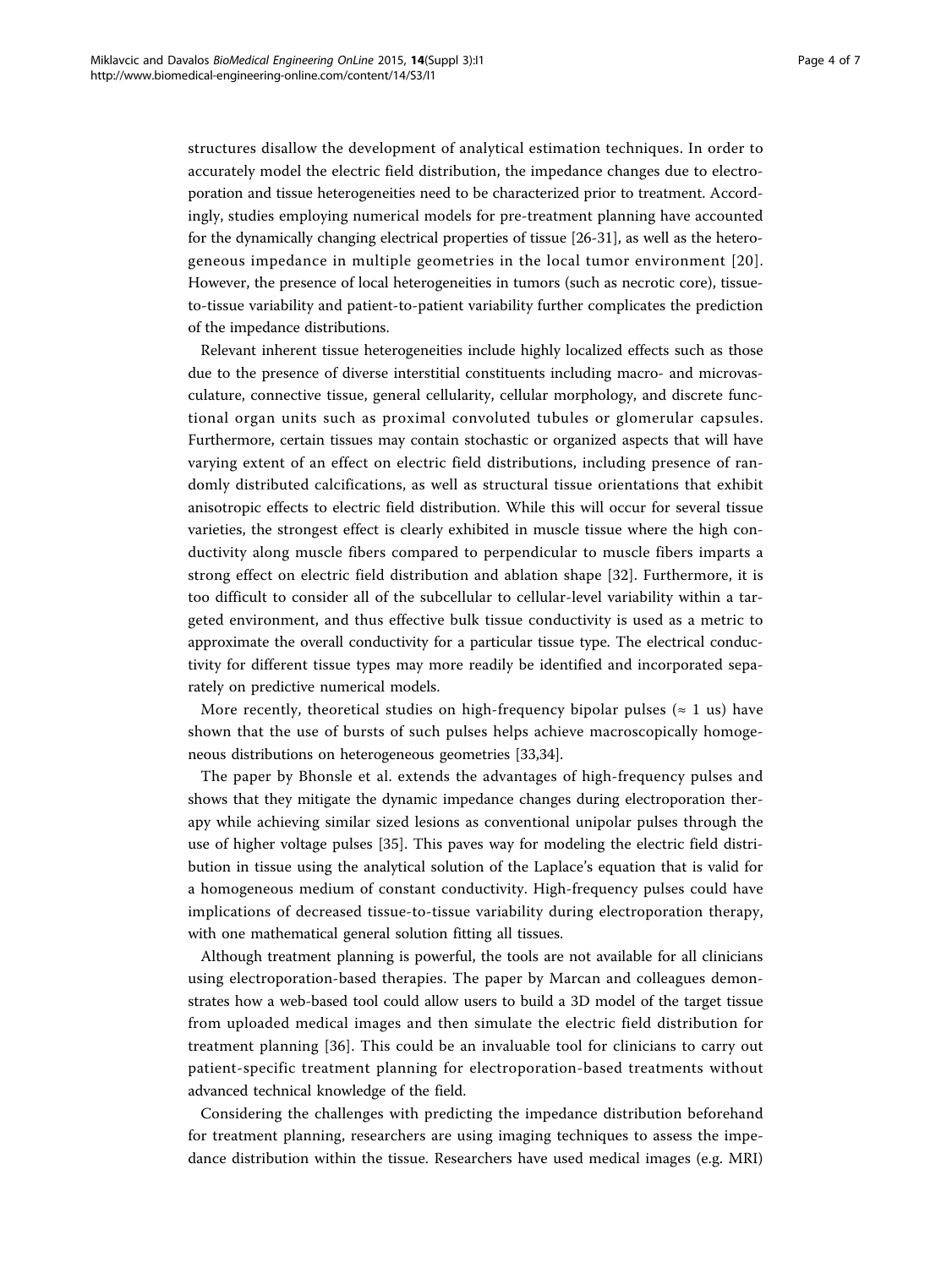structures disallow the development of analytical estimation techniques. In order to accurately model the electric field distribution, the impedance changes due to electroporation and tissue heterogeneities need to be characterized prior to treatment. Accordingly, studies employing numerical models for pre-treatment planning have accounted for the dynamically changing electrical properties of tissue [26-31], as well as the heterogeneous impedance in multiple geometries in the local tumor environment [20]. However, the presence of local heterogeneities in tumors (such as necrotic core), tissue-to-tissue variability and patient-to-patient variability further complicates the prediction of the impedance distributions.

Relevant inherent tissue heterogeneities include highly localized effects such as those due to the presence of diverse interstitial constituents including macro- and microvasculature, connective tissue, general cellularity, cellular morphology, and discrete functional organ units such as proximal convoluted tubules or glomerular capsules. Furthermore, certain tissues may contain stochastic or organized aspects that will have varying extent of an effect on electric field distributions, including presence of randomly distributed calcifications, as well as structural tissue orientations that exhibit anisotropic effects to electric field distribution. While this will occur for several tissue varieties, the strongest effect is clearly exhibited in muscle tissue where the high conductivity along muscle fibers compared to perpendicular to muscle fibers imparts a strong effect on electric field distribution and ablation shape [32]. Furthermore, it is too difficult to consider all of the subcellular to cellular-level variability within a targeted environment, and thus effective bulk tissue conductivity is used as a metric to approximate the overall conductivity for a particular tissue type. The electrical conductivity for different tissue types may more readily be identified and incorporated separately on predictive numerical models.

More recently, theoretical studies on high-frequency bipolar pulses ($\approx$ 1 us) have shown that the use of bursts of such pulses helps achieve macroscopically homogeneous distributions on heterogeneous geometries [33,34].

The paper by Bhonsle et al. extends the advantages of high-frequency pulses and shows that they mitigate the dynamic impedance changes during electroporation therapy while achieving similar sized lesions as conventional unipolar pulses through the use of higher voltage pulses [35]. This paves way for modeling the electric field distribution in tissue using the analytical solution of the Laplace's equation that is valid for a homogeneous medium of constant conductivity. High-frequency pulses could have implications of decreased tissue-to-tissue variability during electroporation therapy, with one mathematical general solution fitting all tissues.

Although treatment planning is powerful, the tools are not available for all clinicians using electroporation-based therapies. The paper by Marcan and colleagues demonstrates how a web-based tool could allow users to build a 3D model of the target tissue from uploaded medical images and then simulate the electric field distribution for treatment planning [36]. This could be an invaluable tool for clinicians to carry out patient-specific treatment planning for electroporation-based treatments without advanced technical knowledge of the field.

Considering the challenges with predicting the impedance distribution beforehand for treatment planning, researchers are using imaging techniques to assess the impedance distribution within the tissue. Researchers have used medical images (e.g. MRI)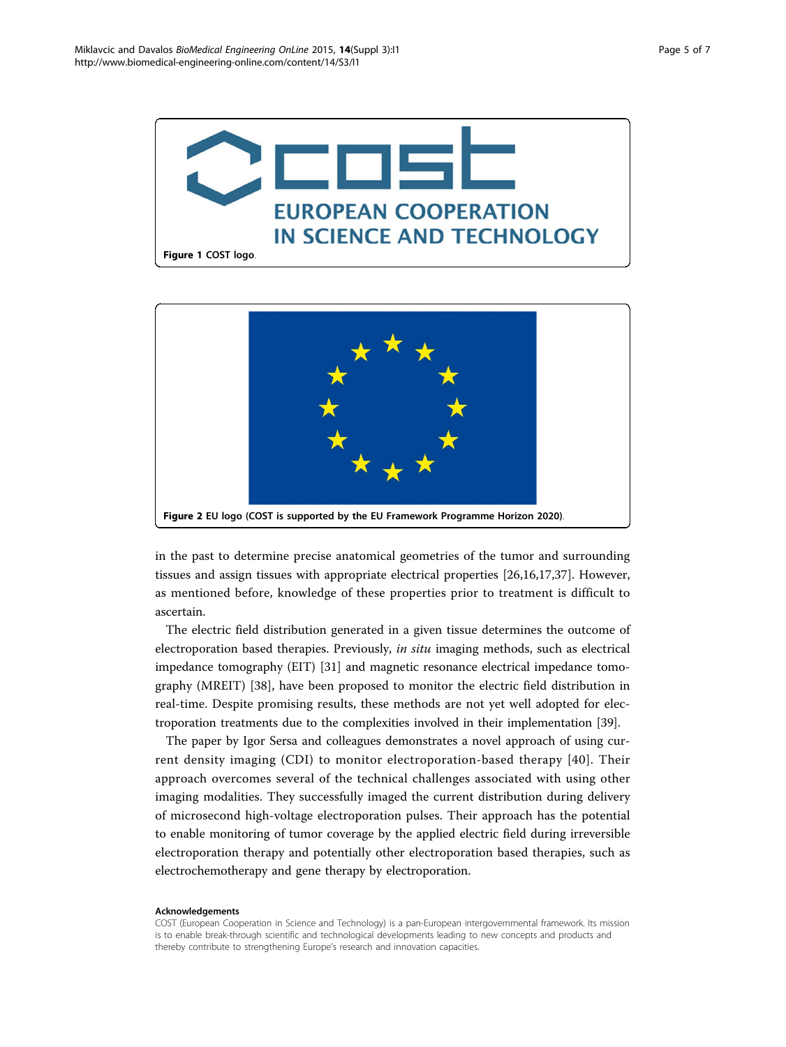Figure 1 COST logo.

Figure 2 EU logo (COST is supported by the EU Framework Programme Horizon 2020).

in the past to determine precise anatomical geometries of the tumor and surrounding tissues and assign tissues with appropriate electrical properties [26,16,17,37]. However, as mentioned before, knowledge of these properties prior to treatment is difficult to ascertain.

The electric field distribution generated in a given tissue determines the outcome of electroporation based therapies. Previously, *in situ* imaging methods, such as electrical impedance tomography (EIT) [31] and magnetic resonance electrical impedance tomography (MREIT) [38], have been proposed to monitor the electric field distribution in real-time. Despite promising results, these methods are not yet well adopted for electroporation treatments due to the complexities involved in their implementation [39].

The paper by Igor Sersa and colleagues demonstrates a novel approach of using current density imaging (CDI) to monitor electroporation-based therapy [40]. Their approach overcomes several of the technical challenges associated with using other imaging modalities. They successfully imaged the current distribution during delivery of microsecond high-voltage electroporation pulses. Their approach has the potential to enable monitoring of tumor coverage by the applied electric field during irreversible electroporation therapy and potentially other electroporation based therapies, such as electrochemotherapy and gene therapy by electroporation.

#### Acknowledgements

COST (European Cooperation in Science and Technology) is a pan-European intergovernmental framework. Its mission is to enable break-through scientific and technological developments leading to new concepts and products and thereby contribute to strengthening Europe's research and innovation capacities.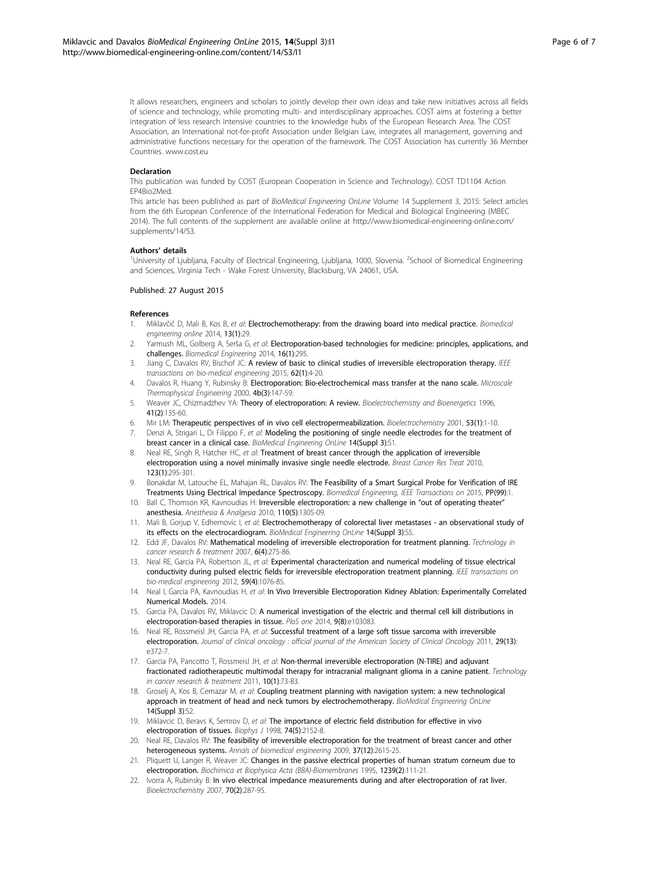It allows researchers, engineers and scholars to jointly develop their own ideas and take new initiatives across all fields of science and technology, while promoting multi- and interdisciplinary approaches. COST aims at fostering a better integration of less research intensive countries to the knowledge hubs of the European Research Area. The COST Association, an International not-for-profit Association under Belgian Law, integrates all management, governing and administrative functions necessary for the operation of the framework. The COST Association has currently 36 Member Countries. www.cost.eu

### Declaration

This publication was funded by COST (European Cooperation in Science and Technology). COST TD1104 Action EP4Bio2Med.

This article has been published as part of *BioMedical Engineering OnLine* Volume 14 Supplement 3, 2015: Select articles from the 6th European Conference of the International Federation for Medical and Biological Engineering (MBEC 2014). The full contents of the supplement are available online at http://www.biomedical-engineering-online.com/supplements/14/S3.

### Authors' details

[1]University of Ljubljana, Faculty of Electrical Engineering, Ljubljana, 1000, Slovenia. [2]School of Biomedical Engineering and Sciences, Virginia Tech - Wake Forest University, Blacksburg, VA 24061, USA.

Published: 27 August 2015

### References

1. Miklavčič D, Mali B, Kos B, *et al*: **Electrochemotherapy: from the drawing board into medical practice.** *Biomedical engineering online* 2014, **13(1)**:29.
2. Yarmush ML, Golberg A, Serša G, *et al*: **Electroporation-based technologies for medicine: principles, applications, and challenges.** *Biomedical Engineering* 2014, **16(1)**:295.
3. Jiang C, Davalos RV, Bischof JC: **A review of basic to clinical studies of irreversible electroporation therapy.** *IEEE transactions on bio-medical engineering* 2015, **62(1)**:4-20.
4. Davalos R, Huang Y, Rubinsky B: **Electroporation: Bio-electrochemical mass transfer at the nano scale.** *Microscale Thermophysical Engineering* 2000, **4b(3)**:147-59.
5. Weaver JC, Chizmadzhev YA: **Theory of electroporation: A review.** *Bioelectrochemistry and Bioenergetics* 1996, **41(2)**:135-60.
6. Mir LM: **Therapeutic perspectives of in vivo cell electropermeabilization.** *Bioelectrochemistry* 2001, **53(1)**:1-10.
7. Denzi A, Strigari L, Di Filippo F, *et al*: **Modeling the positioning of single needle electrodes for the treatment of breast cancer in a clinical case.** *BioMedical Engineering OnLine* **14(Suppl 3)**:S1.
8. Neal RE, Singh R, Hatcher HC, *et al*: **Treatment of breast cancer through the application of irreversible electroporation using a novel minimally invasive single needle electrode.** *Breast Cancer Res Treat* 2010, **123(1)**:295-301.
9. Bonakdar M, Latouche EL, Mahajan RL, Davalos RV: **The Feasibility of a Smart Surgical Probe for Verification of IRE Treatments Using Electrical Impedance Spectroscopy.** *Biomedical Engineering, IEEE Transactions on* 2015, **PP(99)**:1.
10. Ball C, Thomson KR, Kavnoudias H: **Irreversible electroporation: a new challenge in "out of operating theater" anesthesia.** *Anesthesia & Analgesia* 2010, **110(5)**:1305-09.
11. Mali B, Gorjup V, Edhemovic I, *et al*: **Electrochemotherapy of colorectal liver metastases - an observational study of its effects on the electrocardiogram.** *BioMedical Engineering OnLine* **14(Suppl 3)**:S5.
12. Edd JF, Davalos RV: **Mathematical modeling of irreversible electroporation for treatment planning.** *Technology in cancer research & treatment* 2007, **6(4)**:275-86.
13. Neal RE, Garcia PA, Robertson JL, *et al*: **Experimental characterization and numerical modeling of tissue electrical conductivity during pulsed electric fields for irreversible electroporation treatment planning.** *IEEE transactions on bio-medical engineering* 2012, **59(4)**:1076-85.
14. Neal I, Garcia PA, Kavnoudias H, *et al*: **In Vivo Irreversible Electroporation Kidney Ablation: Experimentally Correlated Numerical Models.** 2014.
15. Garcia PA, Davalos RV, Miklavcic D: **A numerical investigation of the electric and thermal cell kill distributions in electroporation-based therapies in tissue.** *PloS one* 2014, **9(8)**:e103083.
16. Neal RE, Rossmeisl JH, Garcia PA, *et al*: **Successful treatment of a large soft tissue sarcoma with irreversible electroporation.** *Journal of clinical oncology : official journal of the American Society of Clinical Oncology* 2011, **29(13)**: e372-7.
17. Garcia PA, Pancotto T, Rossmeisl JH, *et al*: **Non-thermal irreversible electroporation (N-TIRE) and adjuvant fractionated radiotherapeutic multimodal therapy for intracranial malignant glioma in a canine patient.** *Technology in cancer research & treatment* 2011, **10(1)**:73-83.
18. Groselj A, Kos B, Cemazar M, *et al*: **Coupling treatment planning with navigation system: a new technological approach in treatment of head and neck tumors by electrochemotherapy.** *BioMedical Engineering OnLine* **14(Suppl 3)**:S2.
19. Miklavcic D, Beravs K, Semrov D, *et al*: **The importance of electric field distribution for effective in vivo electroporation of tissues.** *Biophys J* 1998, **74(5)**:2152-8.
20. Neal RE, Davalos RV: **The feasibility of irreversible electroporation for the treatment of breast cancer and other heterogeneous systems.** *Annals of biomedical engineering* 2009, **37(12)**:2615-25.
21. Pliquett U, Langer R, Weaver JC: **Changes in the passive electrical properties of human stratum corneum due to electroporation.** *Biochimica et Biophysica Acta (BBA)-Biomembranes* 1995, **1239(2)**:111-21.
22. Ivorra A, Rubinsky B: **In vivo electrical impedance measurements during and after electroporation of rat liver.** *Bioelectrochemistry* 2007, **70(2)**:287-95.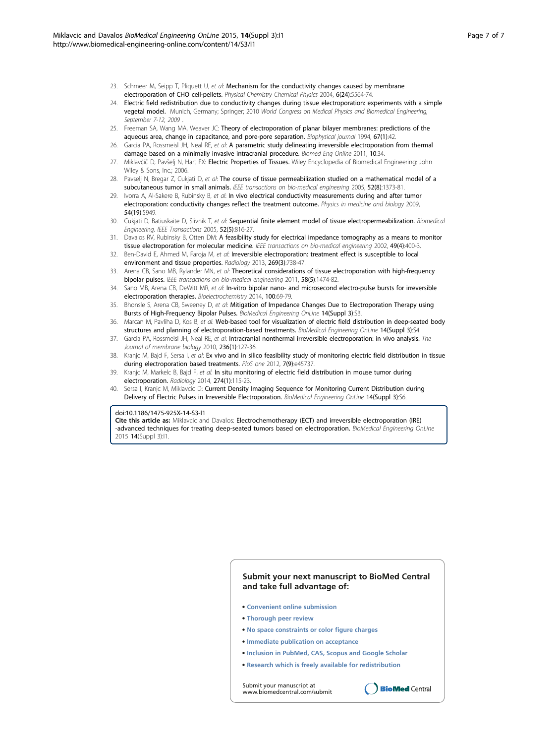23. Schmeer M, Seipp T, Pliquett U, *et al*: **Mechanism for the conductivity changes caused by membrane electroporation of CHO cell-pellets.** *Physical Chemistry Chemical Physics* 2004, **6(24)**:5564-74.
24. **Electric field redistribution due to conductivity changes during tissue electroporation: experiments with a simple vegetal model.** Munich, Germany; Springer; 2010 *World Congress on Medical Physics and Biomedical Engineering, September 7-12, 2009* .
25. Freeman SA, Wang MA, Weaver JC: **Theory of electroporation of planar bilayer membranes: predictions of the aqueous area, change in capacitance, and pore-pore separation.** *Biophysical journal* 1994, **67(1)**:42.
26. Garcia PA, Rossmeisl JH, Neal RE, *et al*: **A parametric study delineating irreversible electroporation from thermal damage based on a minimally invasive intracranial procedure.** *Biomed Eng Online* 2011, **10**:34.
27. Miklavčič D, Pavšelj N, Hart FX: **Electric Properties of Tissues.** Wiley Encyclopedia of Biomedical Engineering: John Wiley & Sons, Inc.; 2006.
28. Pavselj N, Bregar Z, Cukjati D, *et al*: **The course of tissue permeabilization studied on a mathematical model of a subcutaneous tumor in small animals.** *IEEE transactions on bio-medical engineering* 2005, **52(8)**:1373-81.
29. Ivorra A, Al-Sakere B, Rubinsky B, *et al*: **In vivo electrical conductivity measurements during and after tumor electroporation: conductivity changes reflect the treatment outcome.** *Physics in medicine and biology* 2009, **54(19)**:5949.
30. Cukjati D, Batiuskaite D, Slivnik T, *et al*: **Sequential finite element model of tissue electropermeabilization.** *Biomedical Engineering, IEEE Transactions* 2005, **52(5)**:816-27.
31. Davalos RV, Rubinsky B, Otten DM: **A feasibility study for electrical impedance tomography as a means to monitor tissue electroporation for molecular medicine.** *IEEE transactions on bio-medical engineering* 2002, **49(4)**:400-3.
32. Ben-David E, Ahmed M, Faroja M, *et al*: **Irreversible electroporation: treatment effect is susceptible to local environment and tissue properties.** *Radiology* 2013, **269(3)**:738-47.
33. Arena CB, Sano MB, Rylander MN, *et al*: **Theoretical considerations of tissue electroporation with high-frequency bipolar pulses.** *IEEE transactions on bio-medical engineering* 2011, **58(5)**:1474-82.
34. Sano MB, Arena CB, DeWitt MR, *et al*: **In-vitro bipolar nano- and microsecond electro-pulse bursts for irreversible electroporation therapies.** *Bioelectrochemistry* 2014, **100**:69-79.
35. Bhonsle S, Arena CB, Sweeney D, *et al*: **Mitigation of Impedance Changes Due to Electroporation Therapy using Bursts of High-Frequency Bipolar Pulses.** *BioMedical Engineering OnLine* 14(Suppl 3):S3.
36. Marcan M, Pavliha D, Kos B, *et al*: **Web-based tool for visualization of electric field distribution in deep-seated body structures and planning of electroporation-based treatments.** *BioMedical Engineering OnLine* 14(Suppl 3):S4.
37. Garcia PA, Rossmeisl JH, Neal RE, *et al*: **Intracranial nonthermal irreversible electroporation: in vivo analysis.** *The Journal of membrane biology* 2010, **236(1)**:127-36.
38. Kranjc M, Bajd F, Sersa I, *et al*: **Ex vivo and in silico feasibility study of monitoring electric field distribution in tissue during electroporation based treatments.** *PloS one* 2012, **7(9)**:e45737.
39. Kranjc M, Markelc B, Bajd F, *et al*: **In situ monitoring of electric field distribution in mouse tumor during electroporation.** *Radiology* 2014, **274(1)**:115-23.
40. Sersa I, Kranjc M, Miklavcic D: **Current Density Imaging Sequence for Monitoring Current Distribution during Delivery of Electric Pulses in Irreversible Electroporation.** *BioMedical Engineering OnLine* 14(Suppl 3):S6.

doi:10.1186/1475-925X-14-S3-I1
**Cite this article as:** Miklavcic and Davalos: Electrochemotherapy (ECT) and irreversible electroporation (IRE) -advanced techniques for treating deep-seated tumors based on electroporation. *BioMedical Engineering OnLine* 2015 **14**(Suppl 3):I1.

**Submit your next manuscript to BioMed Central and take full advantage of:**

- **Convenient online submission**
- **Thorough peer review**
- **No space constraints or color figure charges**
- **Immediate publication on acceptance**
- **Inclusion in PubMed, CAS, Scopus and Google Scholar**
- **Research which is freely available for redistribution**

Submit your manuscript at
www.biomedcentral.com/submit

BioMed Central